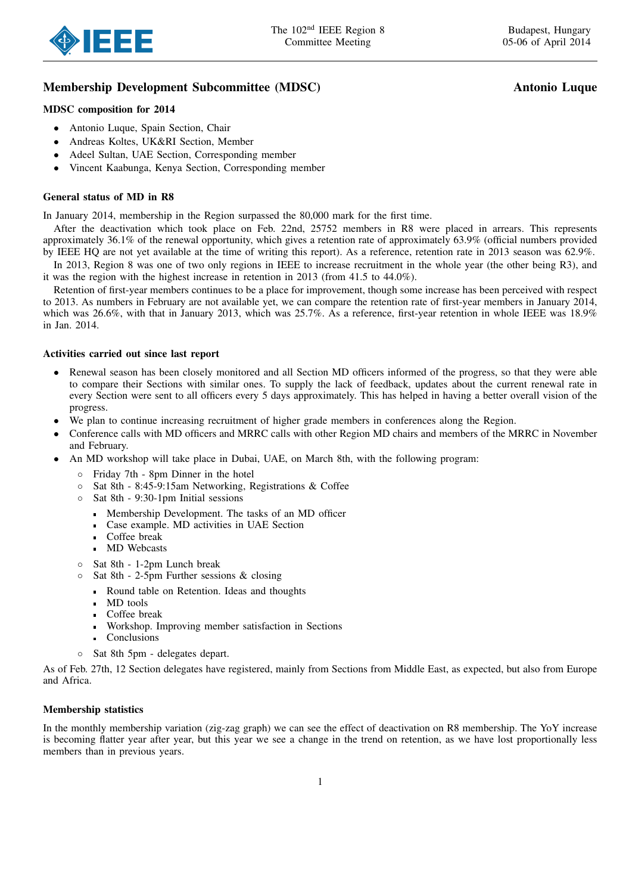## Membership Development Subcommittee (MDSC) — Antonio Luque

### MDSC composition for 2014

- Antonio Luque, Spain Section, Chair
- Andreas Koltes, UK&RI Section, Member
- Adeel Sultan, UAE Section, Corresponding member
- Vincent Kaabunga, Kenya Section, Corresponding member

### General status of MD in R8

In January 2014, membership in the Region surpassed the 80,000 mark for the first time.

After the deactivation which took place on Feb. 22nd, 25752 members in R8 were placed in arrears. This represents approximately 36.1% of the renewal opportunity, which gives a retention rate of approximately 63.9% (official numbers provided by IEEE HQ are not yet available at the time of writing this report). As a reference, retention rate in 2013 season was 62.9%.

In 2013, Region 8 was one of two only regions in IEEE to increase recruitment in the whole year (the other being R3), and it was the region with the highest increase in retention in 2013 (from 41.5 to 44.0%).

Retention of first-year members continues to be a place for improvement, though some increase has been perceived with respect to 2013. As numbers in February are not available yet, we can compare the retention rate of first-year members in January 2014, which was 26.6%, with that in January 2013, which was 25.7%. As a reference, first-year retention in whole IEEE was 18.9% in Jan. 2014.

### Activities carried out since last report

- Renewal season has been closely monitored and all Section MD officers informed of the progress, so that they were able to compare their Sections with similar ones. To supply the lack of feedback, updates about the current renewal rate in every Section were sent to all officers every 5 days approximately. This has helped in having a better overall vision of the progress.
- We plan to continue increasing recruitment of higher grade members in conferences along the Region.
- Conference calls with MD officers and MRRC calls with other Region MD chairs and members of the MRRC in November and February.
- An MD workshop will take place in Dubai, UAE, on March 8th, with the following program:
  - Friday 7th - 8pm Dinner in the hotel
  - Sat 8th - 8:45-9:15am Networking, Registrations & Coffee
  - Sat 8th - 9:30-1pm Initial sessions
    - Membership Development. The tasks of an MD officer
    - Case example. MD activities in UAE Section
    - Coffee break
    - MD Webcasts
  - Sat 8th - 1-2pm Lunch break
  - Sat 8th - 2-5pm Further sessions & closing
    - Round table on Retention. Ideas and thoughts
    - MD tools
    - Coffee break
    - Workshop. Improving member satisfaction in Sections
    - Conclusions
  - Sat 8th 5pm - delegates depart.

As of Feb. 27th, 12 Section delegates have registered, mainly from Sections from Middle East, as expected, but also from Europe and Africa.

### Membership statistics

In the monthly membership variation (zig-zag graph) we can see the effect of deactivation on R8 membership. The YoY increase is becoming flatter year after year, but this year we see a change in the trend on retention, as we have lost proportionally less members than in previous years.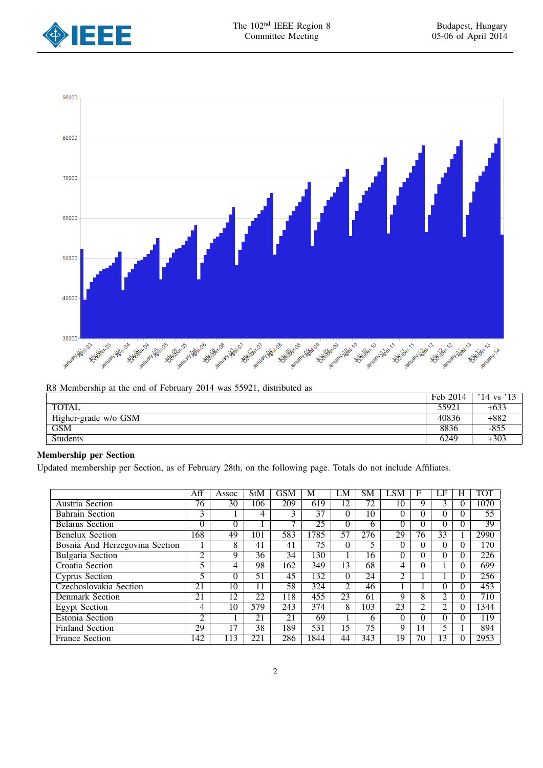90000
80000
70000
60000
50000
40000
30000

January-03 April-03 July-03 October-03 January-04 April-04 July-04 October-04 January-05 April-05 July-05 October-05 January-06 April-06 July-06 October-06 January-07 April-07 July-07 October-07 January-08 April-08 July-08 October-08 January-09 April-09 July-09 October-09 January-10 April-10 July-10 October-10 January-11 April-11 July-11 October-11 January-12 April-12 July-12 October-12 January-13 April-13 July-13 October-13 January-14

R8 Membership at the end of February 2014 was 55921, distributed as

| | Feb 2014 | '14 vs '13 |
|---|---|---|
| TOTAL | 55921 | +633 |
| Higher-grade w/o GSM | 40836 | +882 |
| GSM | 8836 | -855 |
| Students | 6249 | +303 |

**Membership per Section**

Updated membership per Section, as of February 28th, on the following page. Totals do not include Affiliates.

| | Aff | Assoc | StM | GSM | M | LM | SM | LSM | F | LF | H | TOT |
|---|---|---|---|---|---|---|---|---|---|---|---|---|
| Austria Section | 76 | 30 | 106 | 209 | 619 | 12 | 72 | 10 | 9 | 3 | 0 | 1070 |
| Bahrain Section | 3 | 1 | 4 | 3 | 37 | 0 | 10 | 0 | 0 | 0 | 0 | 55 |
| Belarus Section | 0 | 0 | 1 | 7 | 25 | 0 | 6 | 0 | 0 | 0 | 0 | 39 |
| Benelux Section | 168 | 49 | 101 | 583 | 1785 | 57 | 276 | 29 | 76 | 33 | 1 | 2990 |
| Bosnia And Herzegovina Section | 1 | 8 | 41 | 41 | 75 | 0 | 5 | 0 | 0 | 0 | 0 | 170 |
| Bulgaria Section | 2 | 9 | 36 | 34 | 130 | 1 | 16 | 0 | 0 | 0 | 0 | 226 |
| Croatia Section | 5 | 4 | 98 | 162 | 349 | 13 | 68 | 4 | 0 | 1 | 0 | 699 |
| Cyprus Section | 5 | 0 | 51 | 45 | 132 | 0 | 24 | 2 | 1 | 1 | 0 | 256 |
| Czechoslovakia Section | 21 | 10 | 11 | 58 | 324 | 2 | 46 | 1 | 1 | 0 | 0 | 453 |
| Denmark Section | 21 | 12 | 22 | 118 | 455 | 23 | 61 | 9 | 8 | 2 | 0 | 710 |
| Egypt Section | 4 | 10 | 579 | 243 | 374 | 8 | 103 | 23 | 2 | 2 | 0 | 1344 |
| Estonia Section | 2 | 1 | 21 | 21 | 69 | 1 | 6 | 0 | 0 | 0 | 0 | 119 |
| Finland Section | 29 | 17 | 38 | 189 | 531 | 15 | 75 | 9 | 14 | 5 | 1 | 894 |
| France Section | 142 | 113 | 221 | 286 | 1844 | 44 | 343 | 19 | 70 | 13 | 0 | 2953 |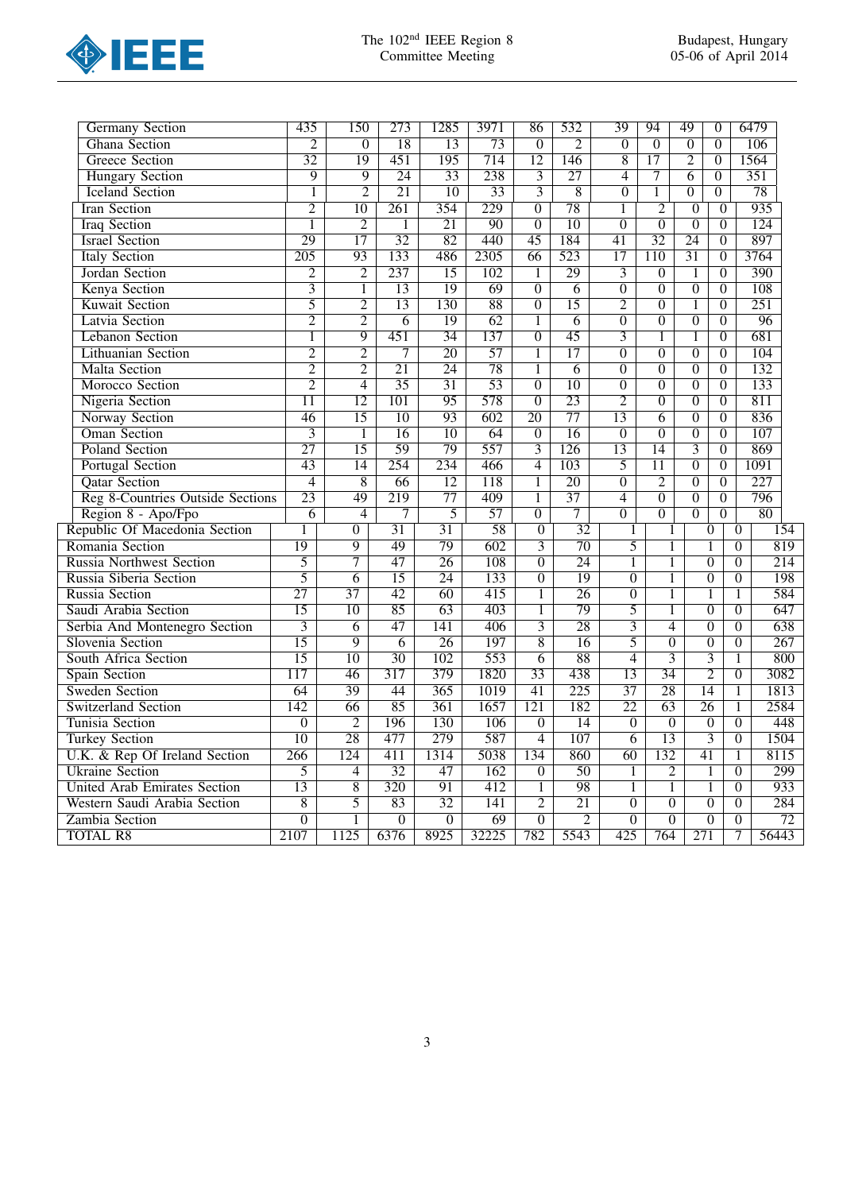| | | | | | | | | | | | | |
|---|---|---|---|---|---|---|---|---|---|---|---|---|
| Germany Section | 435 | 150 | 273 | 1285 | 3971 | 86 | 532 | 39 | 94 | 49 | 0 | 6479 |
| Ghana Section | 2 | 0 | 18 | 13 | 73 | 0 | 2 | 0 | 0 | 0 | 0 | 106 |
| Greece Section | 32 | 19 | 451 | 195 | 714 | 12 | 146 | 8 | 17 | 2 | 0 | 1564 |
| Hungary Section | 9 | 9 | 24 | 33 | 238 | 3 | 27 | 4 | 7 | 6 | 0 | 351 |
| Iceland Section | 1 | 2 | 21 | 10 | 33 | 3 | 8 | 0 | 1 | 0 | 0 | 78 |
| Iran Section | 2 | 10 | 261 | 354 | 229 | 0 | 78 | 1 | 2 | 0 | 0 | 935 |
| Iraq Section | 1 | 2 | 1 | 21 | 90 | 0 | 10 | 0 | 0 | 0 | 0 | 124 |
| Israel Section | 29 | 17 | 32 | 82 | 440 | 45 | 184 | 41 | 32 | 24 | 0 | 897 |
| Italy Section | 205 | 93 | 133 | 486 | 2305 | 66 | 523 | 17 | 110 | 31 | 0 | 3764 |
| Jordan Section | 2 | 2 | 237 | 15 | 102 | 1 | 29 | 3 | 0 | 1 | 0 | 390 |
| Kenya Section | 3 | 1 | 13 | 19 | 69 | 0 | 6 | 0 | 0 | 0 | 0 | 108 |
| Kuwait Section | 5 | 2 | 13 | 130 | 88 | 0 | 15 | 2 | 0 | 1 | 0 | 251 |
| Latvia Section | 2 | 2 | 6 | 19 | 62 | 1 | 6 | 0 | 0 | 0 | 0 | 96 |
| Lebanon Section | 1 | 9 | 451 | 34 | 137 | 0 | 45 | 3 | 1 | 1 | 0 | 681 |
| Lithuanian Section | 2 | 2 | 7 | 20 | 57 | 1 | 17 | 0 | 0 | 0 | 0 | 104 |
| Malta Section | 2 | 2 | 21 | 24 | 78 | 1 | 6 | 0 | 0 | 0 | 0 | 132 |
| Morocco Section | 2 | 4 | 35 | 31 | 53 | 0 | 10 | 0 | 0 | 0 | 0 | 133 |
| Nigeria Section | 11 | 12 | 101 | 95 | 578 | 0 | 23 | 2 | 0 | 0 | 0 | 811 |
| Norway Section | 46 | 15 | 10 | 93 | 602 | 20 | 77 | 13 | 6 | 0 | 0 | 836 |
| Oman Section | 3 | 1 | 16 | 10 | 64 | 0 | 16 | 0 | 0 | 0 | 0 | 107 |
| Poland Section | 27 | 15 | 59 | 79 | 557 | 3 | 126 | 13 | 14 | 3 | 0 | 869 |
| Portugal Section | 43 | 14 | 254 | 234 | 466 | 4 | 103 | 5 | 11 | 0 | 0 | 1091 |
| Qatar Section | 4 | 8 | 66 | 12 | 118 | 1 | 20 | 0 | 2 | 0 | 0 | 227 |
| Reg 8-Countries Outside Sections | 23 | 49 | 219 | 77 | 409 | 1 | 37 | 4 | 0 | 0 | 0 | 796 |
| Region 8 - Apo/Fpo | 6 | 4 | 7 | 5 | 57 | 0 | 7 | 0 | 0 | 0 | 0 | 80 |
| Republic Of Macedonia Section | 1 | 0 | 31 | 31 | 58 | 0 | 32 | 1 | 1 | 0 | 0 | 154 |
| Romania Section | 19 | 9 | 49 | 79 | 602 | 3 | 70 | 5 | 1 | 1 | 0 | 819 |
| Russia Northwest Section | 5 | 7 | 47 | 26 | 108 | 0 | 24 | 1 | 1 | 0 | 0 | 214 |
| Russia Siberia Section | 5 | 6 | 15 | 24 | 133 | 0 | 19 | 0 | 1 | 0 | 0 | 198 |
| Russia Section | 27 | 37 | 42 | 60 | 415 | 1 | 26 | 0 | 1 | 1 | 1 | 584 |
| Saudi Arabia Section | 15 | 10 | 85 | 63 | 403 | 1 | 79 | 5 | 1 | 0 | 0 | 647 |
| Serbia And Montenegro Section | 3 | 6 | 47 | 141 | 406 | 3 | 28 | 3 | 4 | 0 | 0 | 638 |
| Slovenia Section | 15 | 9 | 6 | 26 | 197 | 8 | 16 | 5 | 0 | 0 | 0 | 267 |
| South Africa Section | 15 | 10 | 30 | 102 | 553 | 6 | 88 | 4 | 3 | 3 | 1 | 800 |
| Spain Section | 117 | 46 | 317 | 379 | 1820 | 33 | 438 | 13 | 34 | 2 | 0 | 3082 |
| Sweden Section | 64 | 39 | 44 | 365 | 1019 | 41 | 225 | 37 | 28 | 14 | 1 | 1813 |
| Switzerland Section | 142 | 66 | 85 | 361 | 1657 | 121 | 182 | 22 | 63 | 26 | 1 | 2584 |
| Tunisia Section | 0 | 2 | 196 | 130 | 106 | 0 | 14 | 0 | 0 | 0 | 0 | 448 |
| Turkey Section | 10 | 28 | 477 | 279 | 587 | 4 | 107 | 6 | 13 | 3 | 0 | 1504 |
| U.K. & Rep Of Ireland Section | 266 | 124 | 411 | 1314 | 5038 | 134 | 860 | 60 | 132 | 41 | 1 | 8115 |
| Ukraine Section | 5 | 4 | 32 | 47 | 162 | 0 | 50 | 1 | 2 | 1 | 0 | 299 |
| United Arab Emirates Section | 13 | 8 | 320 | 91 | 412 | 1 | 98 | 1 | 1 | 1 | 0 | 933 |
| Western Saudi Arabia Section | 8 | 5 | 83 | 32 | 141 | 2 | 21 | 0 | 0 | 0 | 0 | 284 |
| Zambia Section | 0 | 1 | 0 | 0 | 69 | 0 | 2 | 0 | 0 | 0 | 0 | 72 |
| TOTAL R8 | 2107 | 1125 | 6376 | 8925 | 32225 | 782 | 5543 | 425 | 764 | 271 | 7 | 56443 |